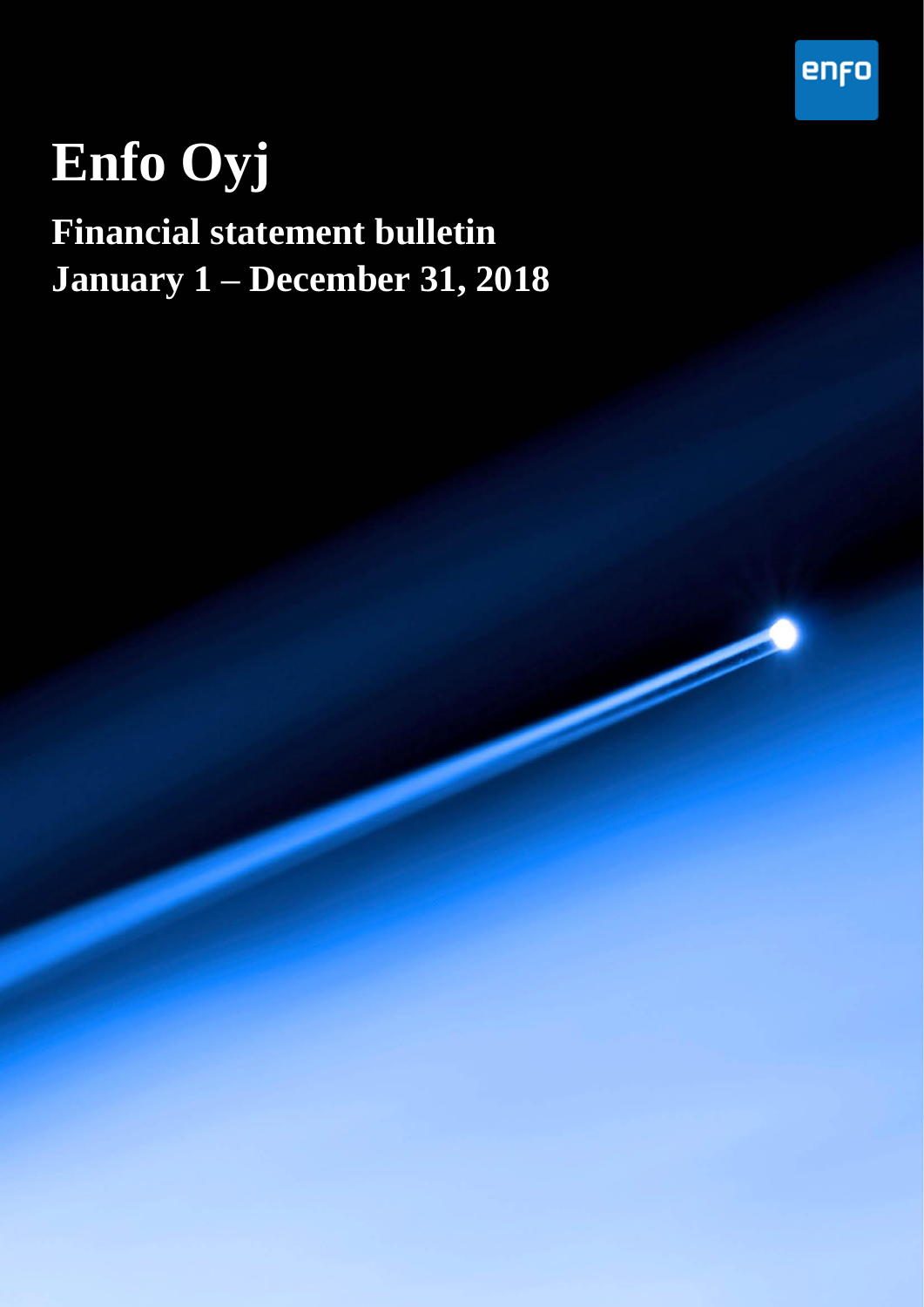enfo

# Enfo Oyj

## Financial statement bulletin

## January 1 – December 31, 2018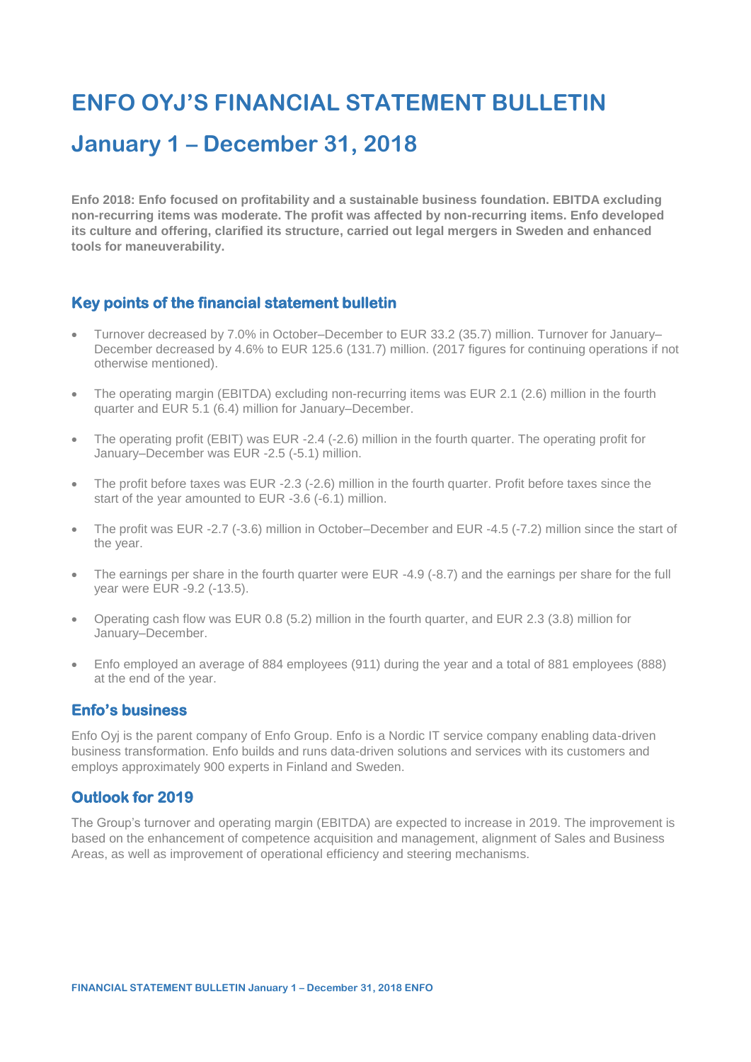# ENFO OYJ'S FINANCIAL STATEMENT BULLETIN

# January 1 – December 31, 2018

**Enfo 2018: Enfo focused on profitability and a sustainable business foundation. EBITDA excluding non-recurring items was moderate. The profit was affected by non-recurring items. Enfo developed its culture and offering, clarified its structure, carried out legal mergers in Sweden and enhanced tools for maneuverability.**

## Key points of the financial statement bulletin

- Turnover decreased by 7.0% in October–December to EUR 33.2 (35.7) million. Turnover for January–December decreased by 4.6% to EUR 125.6 (131.7) million. (2017 figures for continuing operations if not otherwise mentioned).
- The operating margin (EBITDA) excluding non-recurring items was EUR 2.1 (2.6) million in the fourth quarter and EUR 5.1 (6.4) million for January–December.
- The operating profit (EBIT) was EUR -2.4 (-2.6) million in the fourth quarter. The operating profit for January–December was EUR -2.5 (-5.1) million.
- The profit before taxes was EUR -2.3 (-2.6) million in the fourth quarter. Profit before taxes since the start of the year amounted to EUR -3.6 (-6.1) million.
- The profit was EUR -2.7 (-3.6) million in October–December and EUR -4.5 (-7.2) million since the start of the year.
- The earnings per share in the fourth quarter were EUR -4.9 (-8.7) and the earnings per share for the full year were EUR -9.2 (-13.5).
- Operating cash flow was EUR 0.8 (5.2) million in the fourth quarter, and EUR 2.3 (3.8) million for January–December.
- Enfo employed an average of 884 employees (911) during the year and a total of 881 employees (888) at the end of the year.

## Enfo's business

Enfo Oyj is the parent company of Enfo Group. Enfo is a Nordic IT service company enabling data-driven business transformation. Enfo builds and runs data-driven solutions and services with its customers and employs approximately 900 experts in Finland and Sweden.

## Outlook for 2019

The Group's turnover and operating margin (EBITDA) are expected to increase in 2019. The improvement is based on the enhancement of competence acquisition and management, alignment of Sales and Business Areas, as well as improvement of operational efficiency and steering mechanisms.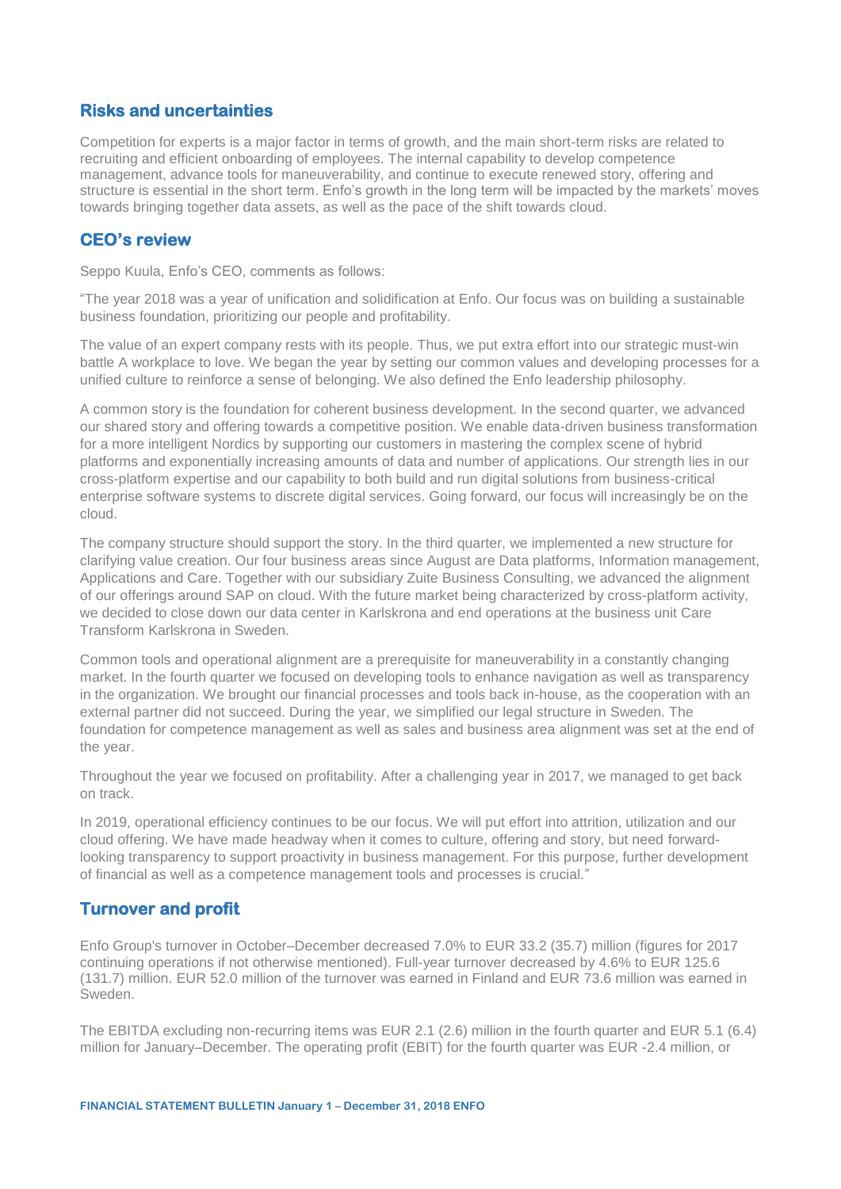## Risks and uncertainties

Competition for experts is a major factor in terms of growth, and the main short-term risks are related to recruiting and efficient onboarding of employees. The internal capability to develop competence management, advance tools for maneuverability, and continue to execute renewed story, offering and structure is essential in the short term. Enfo's growth in the long term will be impacted by the markets' moves towards bringing together data assets, as well as the pace of the shift towards cloud.

## CEO's review

Seppo Kuula, Enfo's CEO, comments as follows:

"The year 2018 was a year of unification and solidification at Enfo. Our focus was on building a sustainable business foundation, prioritizing our people and profitability.

The value of an expert company rests with its people. Thus, we put extra effort into our strategic must-win battle A workplace to love. We began the year by setting our common values and developing processes for a unified culture to reinforce a sense of belonging. We also defined the Enfo leadership philosophy.

A common story is the foundation for coherent business development. In the second quarter, we advanced our shared story and offering towards a competitive position. We enable data-driven business transformation for a more intelligent Nordics by supporting our customers in mastering the complex scene of hybrid platforms and exponentially increasing amounts of data and number of applications. Our strength lies in our cross-platform expertise and our capability to both build and run digital solutions from business-critical enterprise software systems to discrete digital services. Going forward, our focus will increasingly be on the cloud.

The company structure should support the story. In the third quarter, we implemented a new structure for clarifying value creation. Our four business areas since August are Data platforms, Information management, Applications and Care. Together with our subsidiary Zuite Business Consulting, we advanced the alignment of our offerings around SAP on cloud. With the future market being characterized by cross-platform activity, we decided to close down our data center in Karlskrona and end operations at the business unit Care Transform Karlskrona in Sweden.

Common tools and operational alignment are a prerequisite for maneuverability in a constantly changing market. In the fourth quarter we focused on developing tools to enhance navigation as well as transparency in the organization. We brought our financial processes and tools back in-house, as the cooperation with an external partner did not succeed. During the year, we simplified our legal structure in Sweden. The foundation for competence management as well as sales and business area alignment was set at the end of the year.

Throughout the year we focused on profitability. After a challenging year in 2017, we managed to get back on track.

In 2019, operational efficiency continues to be our focus. We will put effort into attrition, utilization and our cloud offering. We have made headway when it comes to culture, offering and story, but need forward-looking transparency to support proactivity in business management. For this purpose, further development of financial as well as a competence management tools and processes is crucial."

## Turnover and profit

Enfo Group's turnover in October–December decreased 7.0% to EUR 33.2 (35.7) million (figures for 2017 continuing operations if not otherwise mentioned). Full-year turnover decreased by 4.6% to EUR 125.6 (131.7) million. EUR 52.0 million of the turnover was earned in Finland and EUR 73.6 million was earned in Sweden.

The EBITDA excluding non-recurring items was EUR 2.1 (2.6) million in the fourth quarter and EUR 5.1 (6.4) million for January–December. The operating profit (EBIT) for the fourth quarter was EUR -2.4 million, or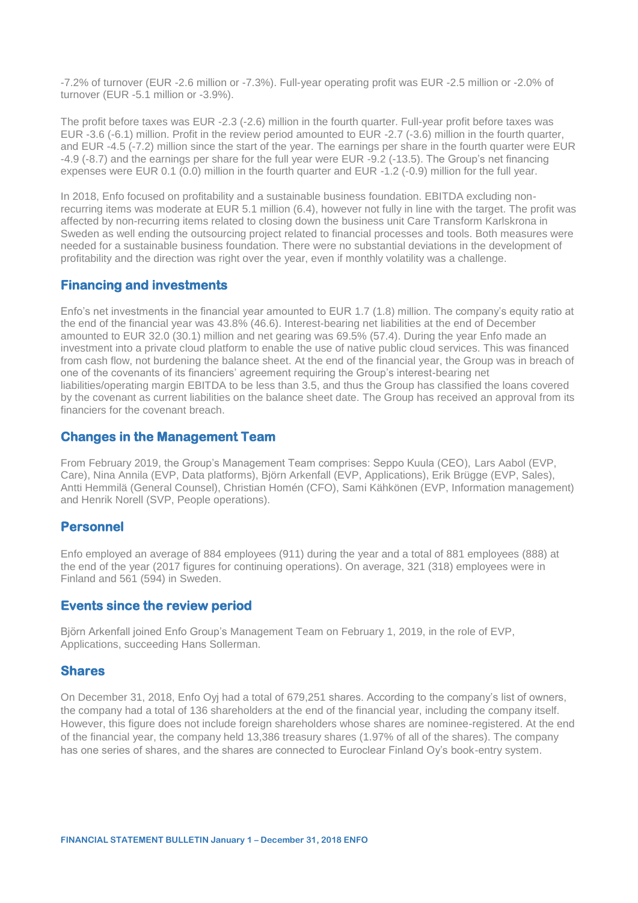-7.2% of turnover (EUR -2.6 million or -7.3%). Full-year operating profit was EUR -2.5 million or -2.0% of turnover (EUR -5.1 million or -3.9%).

The profit before taxes was EUR -2.3 (-2.6) million in the fourth quarter. Full-year profit before taxes was EUR -3.6 (-6.1) million. Profit in the review period amounted to EUR -2.7 (-3.6) million in the fourth quarter, and EUR -4.5 (-7.2) million since the start of the year. The earnings per share in the fourth quarter were EUR -4.9 (-8.7) and the earnings per share for the full year were EUR -9.2 (-13.5). The Group's net financing expenses were EUR 0.1 (0.0) million in the fourth quarter and EUR -1.2 (-0.9) million for the full year.

In 2018, Enfo focused on profitability and a sustainable business foundation. EBITDA excluding non-recurring items was moderate at EUR 5.1 million (6.4), however not fully in line with the target. The profit was affected by non-recurring items related to closing down the business unit Care Transform Karlskrona in Sweden as well ending the outsourcing project related to financial processes and tools. Both measures were needed for a sustainable business foundation. There were no substantial deviations in the development of profitability and the direction was right over the year, even if monthly volatility was a challenge.

## Financing and investments

Enfo's net investments in the financial year amounted to EUR 1.7 (1.8) million. The company's equity ratio at the end of the financial year was 43.8% (46.6). Interest-bearing net liabilities at the end of December amounted to EUR 32.0 (30.1) million and net gearing was 69.5% (57.4). During the year Enfo made an investment into a private cloud platform to enable the use of native public cloud services. This was financed from cash flow, not burdening the balance sheet. At the end of the financial year, the Group was in breach of one of the covenants of its financiers' agreement requiring the Group's interest-bearing net liabilities/operating margin EBITDA to be less than 3.5, and thus the Group has classified the loans covered by the covenant as current liabilities on the balance sheet date. The Group has received an approval from its financiers for the covenant breach.

## Changes in the Management Team

From February 2019, the Group's Management Team comprises: Seppo Kuula (CEO), Lars Aabol (EVP, Care), Nina Annila (EVP, Data platforms), Björn Arkenfall (EVP, Applications), Erik Brügge (EVP, Sales), Antti Hemmilä (General Counsel), Christian Homén (CFO), Sami Kähkönen (EVP, Information management) and Henrik Norell (SVP, People operations).

## Personnel

Enfo employed an average of 884 employees (911) during the year and a total of 881 employees (888) at the end of the year (2017 figures for continuing operations). On average, 321 (318) employees were in Finland and 561 (594) in Sweden.

## Events since the review period

Björn Arkenfall joined Enfo Group's Management Team on February 1, 2019, in the role of EVP, Applications, succeeding Hans Sollerman.

## Shares

On December 31, 2018, Enfo Oyj had a total of 679,251 shares. According to the company's list of owners, the company had a total of 136 shareholders at the end of the financial year, including the company itself. However, this figure does not include foreign shareholders whose shares are nominee-registered. At the end of the financial year, the company held 13,386 treasury shares (1.97% of all of the shares). The company has one series of shares, and the shares are connected to Euroclear Finland Oy's book-entry system.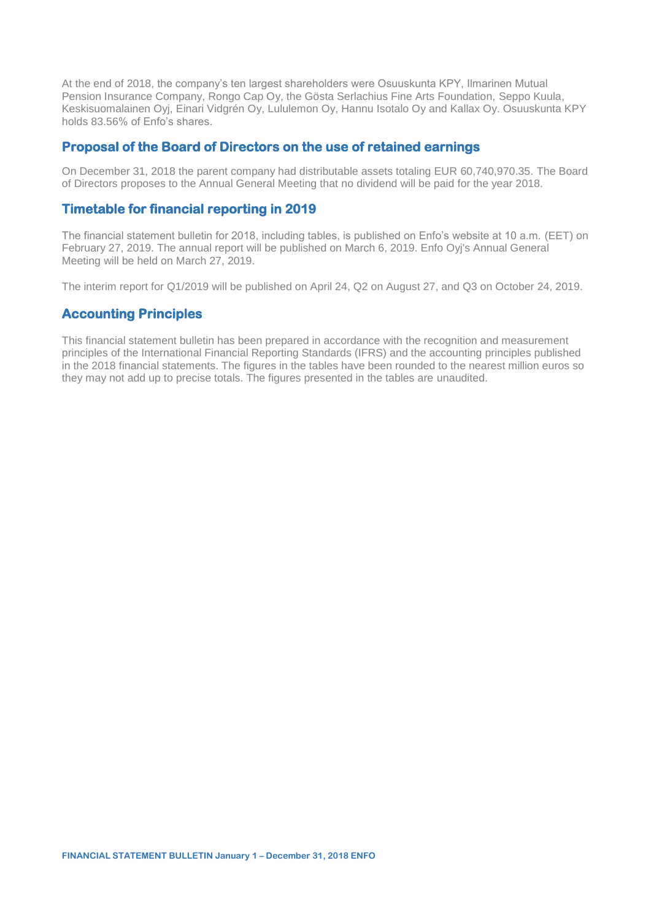At the end of 2018, the company's ten largest shareholders were Osuuskunta KPY, Ilmarinen Mutual Pension Insurance Company, Rongo Cap Oy, the Gösta Serlachius Fine Arts Foundation, Seppo Kuula, Keskisuomalainen Oyj, Einari Vidgrén Oy, Lululemon Oy, Hannu Isotalo Oy and Kallax Oy. Osuuskunta KPY holds 83.56% of Enfo's shares.

## Proposal of the Board of Directors on the use of retained earnings

On December 31, 2018 the parent company had distributable assets totaling EUR 60,740,970.35. The Board of Directors proposes to the Annual General Meeting that no dividend will be paid for the year 2018.

## Timetable for financial reporting in 2019

The financial statement bulletin for 2018, including tables, is published on Enfo's website at 10 a.m. (EET) on February 27, 2019. The annual report will be published on March 6, 2019. Enfo Oyj's Annual General Meeting will be held on March 27, 2019.

The interim report for Q1/2019 will be published on April 24, Q2 on August 27, and Q3 on October 24, 2019.

## Accounting Principles

This financial statement bulletin has been prepared in accordance with the recognition and measurement principles of the International Financial Reporting Standards (IFRS) and the accounting principles published in the 2018 financial statements. The figures in the tables have been rounded to the nearest million euros so they may not add up to precise totals. The figures presented in the tables are unaudited.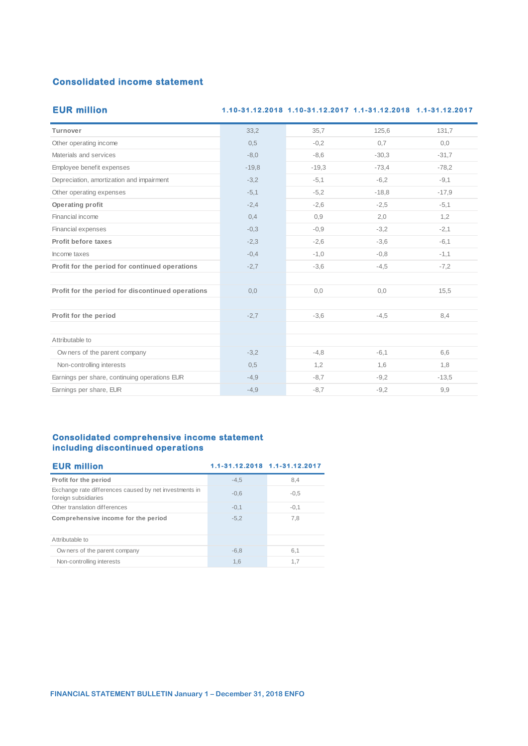## Consolidated income statement

| EUR million | 1.10-31.12.2018 | 1.10-31.12.2017 | 1.1-31.12.2018 | 1.1-31.12.2017 |
|---|---|---|---|---|
| **Turnover** | 33,2 | 35,7 | 125,6 | 131,7 |
| Other operating income | 0,5 | -0,2 | 0,7 | 0,0 |
| Materials and services | -8,0 | -8,6 | -30,3 | -31,7 |
| Employee benefit expenses | -19,8 | -19,3 | -73,4 | -78,2 |
| Depreciation, amortization and impairment | -3,2 | -5,1 | -6,2 | -9,1 |
| Other operating expenses | -5,1 | -5,2 | -18,8 | -17,9 |
| **Operating profit** | -2,4 | -2,6 | -2,5 | -5,1 |
| Financial income | 0,4 | 0,9 | 2,0 | 1,2 |
| Financial expenses | -0,3 | -0,9 | -3,2 | -2,1 |
| **Profit before taxes** | -2,3 | -2,6 | -3,6 | -6,1 |
| Income taxes | -0,4 | -1,0 | -0,8 | -1,1 |
| **Profit for the period for continued operations** | -2,7 | -3,6 | -4,5 | -7,2 |
| | | | | |
| **Profit for the period for discontinued operations** | 0,0 | 0,0 | 0,0 | 15,5 |
| | | | | |
| **Profit for the period** | -2,7 | -3,6 | -4,5 | 8,4 |
| | | | | |
| Attributable to | | | | |
| Owners of the parent company | -3,2 | -4,8 | -6,1 | 6,6 |
| Non-controlling interests | 0,5 | 1,2 | 1,6 | 1,8 |
| Earnings per share, continuing operations EUR | -4,9 | -8,7 | -9,2 | -13,5 |
| Earnings per share, EUR | -4,9 | -8,7 | -9,2 | 9,9 |

## Consolidated comprehensive income statement including discontinued operations

| EUR million | 1.1-31.12.2018 | 1.1-31.12.2017 |
|---|---|---|
| **Profit for the period** | -4,5 | 8,4 |
| Exchange rate differences caused by net investments in foreign subsidiaries | -0,6 | -0,5 |
| Other translation differences | -0,1 | -0,1 |
| **Comprehensive income for the period** | -5,2 | 7,8 |
| | | |
| Attributable to | | |
| Owners of the parent company | -6,8 | 6,1 |
| Non-controlling interests | 1,6 | 1,7 |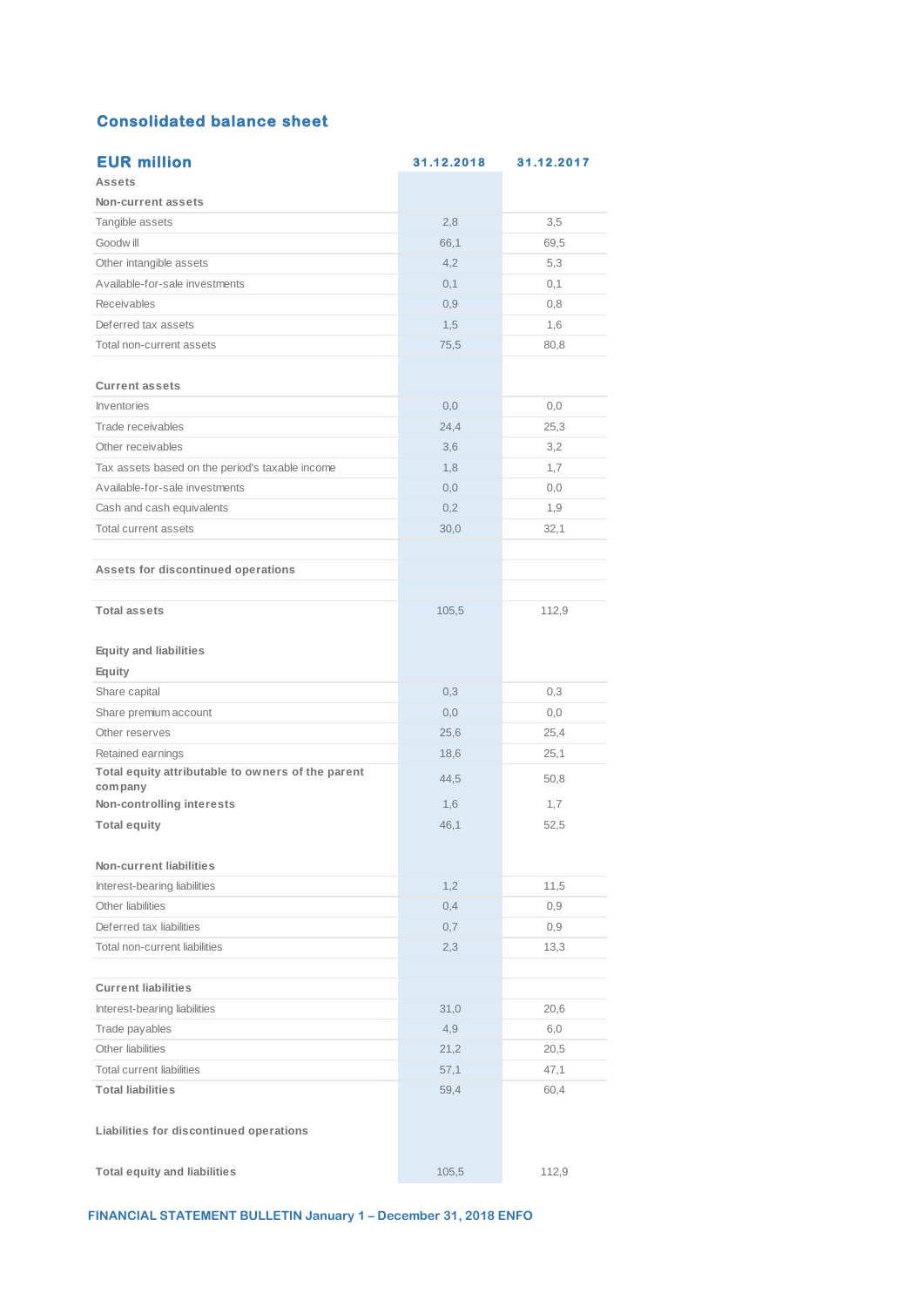## Consolidated balance sheet

| EUR million | 31.12.2018 | 31.12.2017 |
|---|---|---|
| **Assets** | | |
| **Non-current assets** | | |
| Tangible assets | 2,8 | 3,5 |
| Goodwill | 66,1 | 69,5 |
| Other intangible assets | 4,2 | 5,3 |
| Available-for-sale investments | 0,1 | 0,1 |
| Receivables | 0,9 | 0,8 |
| Deferred tax assets | 1,5 | 1,6 |
| Total non-current assets | 75,5 | 80,8 |
| | | |
| **Current assets** | | |
| Inventories | 0,0 | 0,0 |
| Trade receivables | 24,4 | 25,3 |
| Other receivables | 3,6 | 3,2 |
| Tax assets based on the period's taxable income | 1,8 | 1,7 |
| Available-for-sale investments | 0,0 | 0,0 |
| Cash and cash equivalents | 0,2 | 1,9 |
| Total current assets | 30,0 | 32,1 |
| | | |
| **Assets for discontinued operations** | | |
| | | |
| **Total assets** | 105,5 | 112,9 |
| | | |
| **Equity and liabilities** | | |
| **Equity** | | |
| Share capital | 0,3 | 0,3 |
| Share premium account | 0,0 | 0,0 |
| Other reserves | 25,6 | 25,4 |
| Retained earnings | 18,6 | 25,1 |
| **Total equity attributable to owners of the parent company** | 44,5 | 50,8 |
| **Non-controlling interests** | 1,6 | 1,7 |
| **Total equity** | 46,1 | 52,5 |
| | | |
| **Non-current liabilities** | | |
| Interest-bearing liabilities | 1,2 | 11,5 |
| Other liabilities | 0,4 | 0,9 |
| Deferred tax liabilities | 0,7 | 0,9 |
| Total non-current liabilities | 2,3 | 13,3 |
| | | |
| **Current liabilities** | | |
| Interest-bearing liabilities | 31,0 | 20,6 |
| Trade payables | 4,9 | 6,0 |
| Other liabilities | 21,2 | 20,5 |
| Total current liabilities | 57,1 | 47,1 |
| **Total liabilities** | 59,4 | 60,4 |
| | | |
| **Liabilities for discontinued operations** | | |
| | | |
| **Total equity and liabilities** | 105,5 | 112,9 |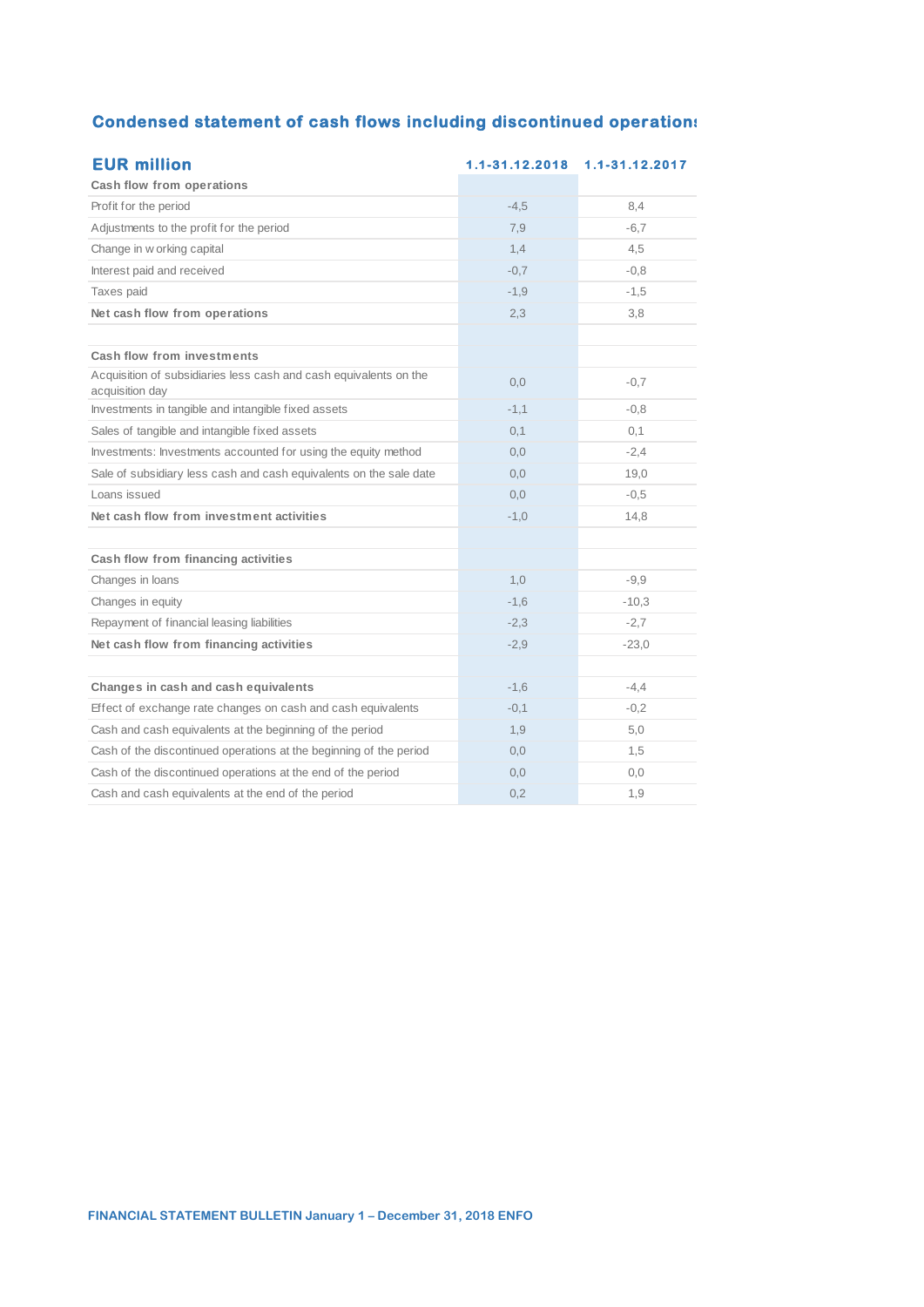## Condensed statement of cash flows including discontinued operations

| EUR million | 1.1-31.12.2018 | 1.1-31.12.2017 |
|---|---|---|
| **Cash flow from operations** | | |
| Profit for the period | -4,5 | 8,4 |
| Adjustments to the profit for the period | 7,9 | -6,7 |
| Change in working capital | 1,4 | 4,5 |
| Interest paid and received | -0,7 | -0,8 |
| Taxes paid | -1,9 | -1,5 |
| **Net cash flow from operations** | 2,3 | 3,8 |
| | | |
| **Cash flow from investments** | | |
| Acquisition of subsidiaries less cash and cash equivalents on the acquisition day | 0,0 | -0,7 |
| Investments in tangible and intangible fixed assets | -1,1 | -0,8 |
| Sales of tangible and intangible fixed assets | 0,1 | 0,1 |
| Investments: Investments accounted for using the equity method | 0,0 | -2,4 |
| Sale of subsidiary less cash and cash equivalents on the sale date | 0,0 | 19,0 |
| Loans issued | 0,0 | -0,5 |
| **Net cash flow from investment activities** | -1,0 | 14,8 |
| | | |
| **Cash flow from financing activities** | | |
| Changes in loans | 1,0 | -9,9 |
| Changes in equity | -1,6 | -10,3 |
| Repayment of financial leasing liabilities | -2,3 | -2,7 |
| **Net cash flow from financing activities** | -2,9 | -23,0 |
| | | |
| **Changes in cash and cash equivalents** | -1,6 | -4,4 |
| Effect of exchange rate changes on cash and cash equivalents | -0,1 | -0,2 |
| Cash and cash equivalents at the beginning of the period | 1,9 | 5,0 |
| Cash of the discontinued operations at the beginning of the period | 0,0 | 1,5 |
| Cash of the discontinued operations at the end of the period | 0,0 | 0,0 |
| Cash and cash equivalents at the end of the period | 0,2 | 1,9 |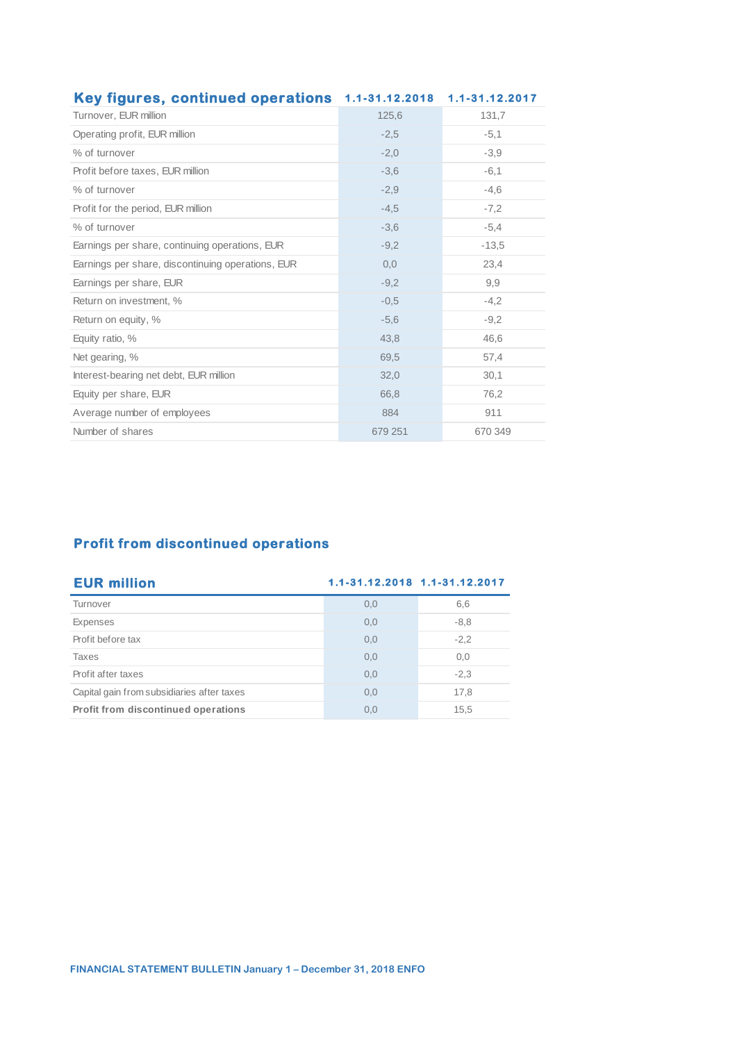| Key figures, continued operations | 1.1-31.12.2018 | 1.1-31.12.2017 |
|---|---|---|
| Turnover, EUR million | 125,6 | 131,7 |
| Operating profit, EUR million | -2,5 | -5,1 |
| % of turnover | -2,0 | -3,9 |
| Profit before taxes, EUR million | -3,6 | -6,1 |
| % of turnover | -2,9 | -4,6 |
| Profit for the period, EUR million | -4,5 | -7,2 |
| % of turnover | -3,6 | -5,4 |
| Earnings per share, continuing operations, EUR | -9,2 | -13,5 |
| Earnings per share, discontinuing operations, EUR | 0,0 | 23,4 |
| Earnings per share, EUR | -9,2 | 9,9 |
| Return on investment, % | -0,5 | -4,2 |
| Return on equity, % | -5,6 | -9,2 |
| Equity ratio, % | 43,8 | 46,6 |
| Net gearing, % | 69,5 | 57,4 |
| Interest-bearing net debt, EUR million | 32,0 | 30,1 |
| Equity per share, EUR | 66,8 | 76,2 |
| Average number of employees | 884 | 911 |
| Number of shares | 679 251 | 670 349 |

## Profit from discontinued operations

| EUR million | 1.1-31.12.2018 | 1.1-31.12.2017 |
|---|---|---|
| Turnover | 0,0 | 6,6 |
| Expenses | 0,0 | -8,8 |
| Profit before tax | 0,0 | -2,2 |
| Taxes | 0,0 | 0,0 |
| Profit after taxes | 0,0 | -2,3 |
| Capital gain from subsidiaries after taxes | 0,0 | 17,8 |
| **Profit from discontinued operations** | 0,0 | 15,5 |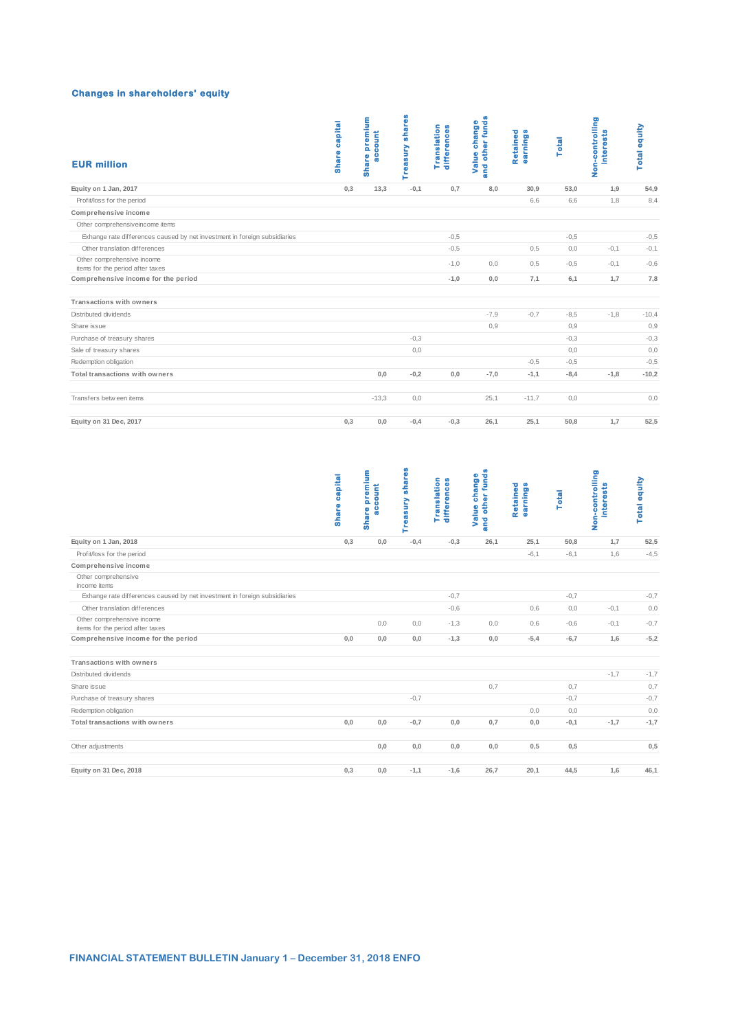## Changes in shareholders' equity

| EUR million | Share capital | Share premium account | Treasury shares | Translation differences | Value change and other funds | Retained earnings | Total | Non-controlling interests | Total equity |
|---|---|---|---|---|---|---|---|---|---|
| **Equity on 1 Jan, 2017** | **0,3** | **13,3** | **-0,1** | **0,7** | **8,0** | **30,9** | **53,0** | **1,9** | **54,9** |
| Profit/loss for the period | | | | | | 6,6 | 6,6 | 1,8 | 8,4 |
| **Comprehensive income** | | | | | | | | | |
| Other comprehensiveincome items | | | | | | | | | |
| Exhange rate differences caused by net investment in foreign subsidiaries | | | | -0,5 | | | -0,5 | | -0,5 |
| Other translation differences | | | | -0,5 | | 0,5 | 0,0 | -0,1 | -0,1 |
| Other comprehensive income items for the period after taxes | | | | -1,0 | 0,0 | 0,5 | -0,5 | -0,1 | -0,6 |
| **Comprehensive income for the period** | | | | **-1,0** | **0,0** | **7,1** | **6,1** | **1,7** | **7,8** |
| **Transactions with owners** | | | | | | | | | |
| Distributed dividends | | | | | -7,9 | -0,7 | -8,5 | -1,8 | -10,4 |
| Share issue | | | | | 0,9 | | 0,9 | | 0,9 |
| Purchase of treasury shares | | | -0,3 | | | | -0,3 | | -0,3 |
| Sale of treasury shares | | | 0,0 | | | | 0,0 | | 0,0 |
| Redemption obligation | | | | | | -0,5 | -0,5 | | -0,5 |
| **Total transactions with owners** | | **0,0** | **-0,2** | **0,0** | **-7,0** | **-1,1** | **-8,4** | **-1,8** | **-10,2** |
| Transfers between items | | -13,3 | 0,0 | | 25,1 | -11,7 | 0,0 | | 0,0 |
| **Equity on 31 Dec, 2017** | **0,3** | **0,0** | **-0,4** | **-0,3** | **26,1** | **25,1** | **50,8** | **1,7** | **52,5** |

| | Share capital | Share premium account | Treasury shares | Translation differences | Value change and other funds | Retained earnings | Total | Non-controlling interests | Total equity |
|---|---|---|---|---|---|---|---|---|---|
| **Equity on 1 Jan, 2018** | **0,3** | **0,0** | **-0,4** | **-0,3** | **26,1** | **25,1** | **50,8** | **1,7** | **52,5** |
| Profit/loss for the period | | | | | | -6,1 | -6,1 | 1,6 | -4,5 |
| **Comprehensive income** | | | | | | | | | |
| Other comprehensive income items | | | | | | | | | |
| Exhange rate differences caused by net investment in foreign subsidiaries | | | | -0,7 | | | -0,7 | | -0,7 |
| Other translation differences | | | | -0,6 | | 0,6 | 0,0 | -0,1 | 0,0 |
| Other comprehensive income items for the period after taxes | | 0,0 | 0,0 | -1,3 | 0,0 | 0,6 | -0,6 | -0,1 | -0,7 |
| **Comprehensive income for the period** | **0,0** | **0,0** | **0,0** | **-1,3** | **0,0** | **-5,4** | **-6,7** | **1,6** | **-5,2** |
| **Transactions with owners** | | | | | | | | | |
| Distributed dividends | | | | | | | | -1,7 | -1,7 |
| Share issue | | | | | 0,7 | | 0,7 | | 0,7 |
| Purchase of treasury shares | | | -0,7 | | | | -0,7 | | -0,7 |
| Redemption obligation | | | | | | 0,0 | 0,0 | | 0,0 |
| **Total transactions with owners** | **0,0** | **0,0** | **-0,7** | **0,0** | **0,7** | **0,0** | **-0,1** | **-1,7** | **-1,7** |
| Other adjustments | | **0,0** | **0,0** | **0,0** | **0,0** | **0,5** | **0,5** | | **0,5** |
| **Equity on 31 Dec, 2018** | **0,3** | **0,0** | **-1,1** | **-1,6** | **26,7** | **20,1** | **44,5** | **1,6** | **46,1** |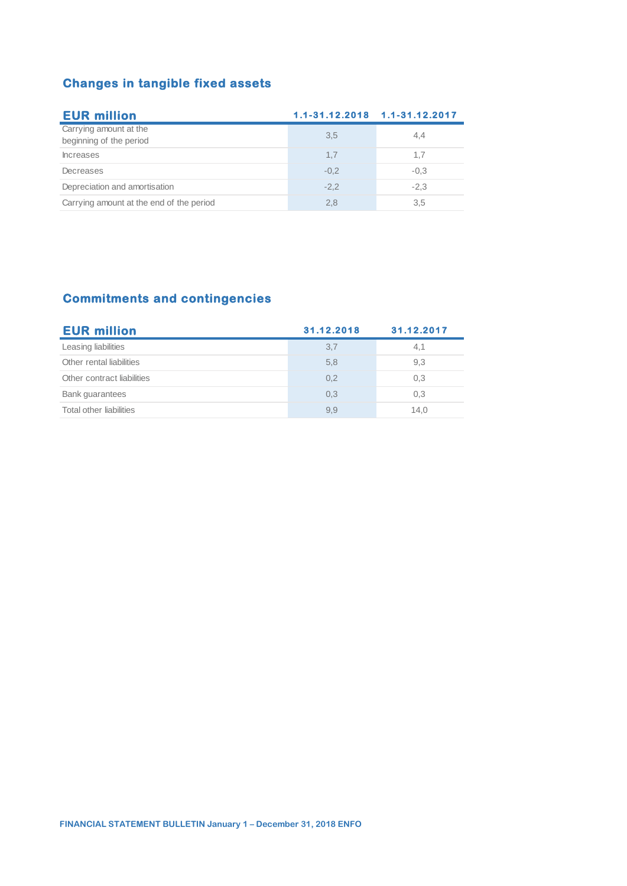## Changes in tangible fixed assets

| EUR million | 1.1-31.12.2018 | 1.1-31.12.2017 |
|---|---|---|
| Carrying amount at the beginning of the period | 3,5 | 4,4 |
| Increases | 1,7 | 1,7 |
| Decreases | -0,2 | -0,3 |
| Depreciation and amortisation | -2,2 | -2,3 |
| Carrying amount at the end of the period | 2,8 | 3,5 |

## Commitments and contingencies

| EUR million | 31.12.2018 | 31.12.2017 |
|---|---|---|
| Leasing liabilities | 3,7 | 4,1 |
| Other rental liabilities | 5,8 | 9,3 |
| Other contract liabilities | 0,2 | 0,3 |
| Bank guarantees | 0,3 | 0,3 |
| Total other liabilities | 9,9 | 14,0 |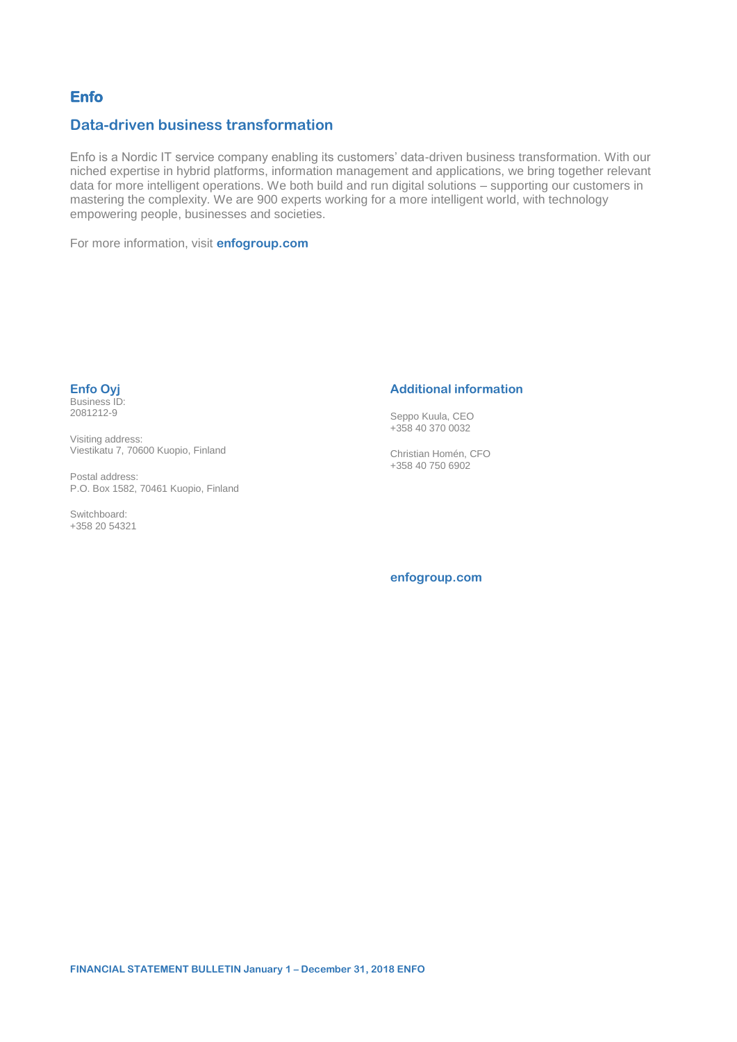# Enfo

## Data-driven business transformation

Enfo is a Nordic IT service company enabling its customers' data-driven business transformation. With our niched expertise in hybrid platforms, information management and applications, we bring together relevant data for more intelligent operations. We both build and run digital solutions – supporting our customers in mastering the complexity. We are 900 experts working for a more intelligent world, with technology empowering people, businesses and societies.

For more information, visit **enfogroup.com**

### Enfo Oyj

Business ID:
2081212-9

Visiting address:
Viestikatu 7, 70600 Kuopio, Finland

Postal address:
P.O. Box 1582, 70461 Kuopio, Finland

Switchboard:
+358 20 54321

### Additional information

Seppo Kuula, CEO
+358 40 370 0032

Christian Homén, CFO
+358 40 750 6902

**enfogroup.com**